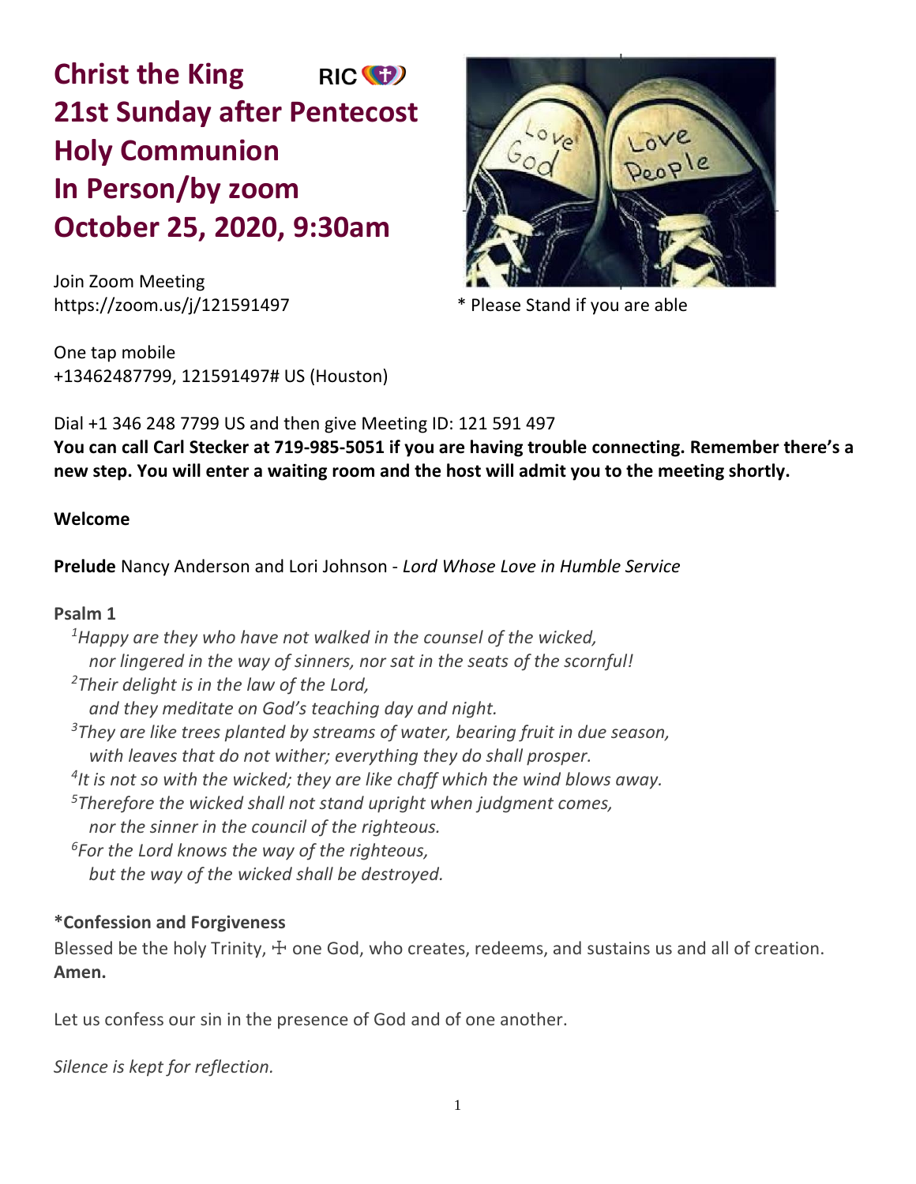# Christ the King RIC
# 21st Sunday after Pentecost
# Holy Communion
# In Person/by zoom
# October 25, 2020, 9:30am

Join Zoom Meeting
https://zoom.us/j/121591497

\* Please Stand if you are able

One tap mobile
+13462487799, 121591497# US (Houston)

Dial +1 346 248 7799 US and then give Meeting ID: 121 591 497
**You can call Carl Stecker at 719-985-5051 if you are having trouble connecting. Remember there's a new step. You will enter a waiting room and the host will admit you to the meeting shortly.**

**Welcome**

**Prelude** Nancy Anderson and Lori Johnson - *Lord Whose Love in Humble Service*

**Psalm 1**

*[1]Happy are they who have not walked in the counsel of the wicked,*
*nor lingered in the way of sinners, nor sat in the seats of the scornful!*
*[2]Their delight is in the law of the Lord,*
*and they meditate on God's teaching day and night.*
*[3]They are like trees planted by streams of water, bearing fruit in due season,*
*with leaves that do not wither; everything they do shall prosper.*
*[4]It is not so with the wicked; they are like chaff which the wind blows away.*
*[5]Therefore the wicked shall not stand upright when judgment comes,*
*nor the sinner in the council of the righteous.*
*[6]For the Lord knows the way of the righteous,*
*but the way of the wicked shall be destroyed.*

**\*Confession and Forgiveness**

Blessed be the holy Trinity, ☩ one God, who creates, redeems, and sustains us and all of creation.
**Amen.**

Let us confess our sin in the presence of God and of one another.

*Silence is kept for reflection.*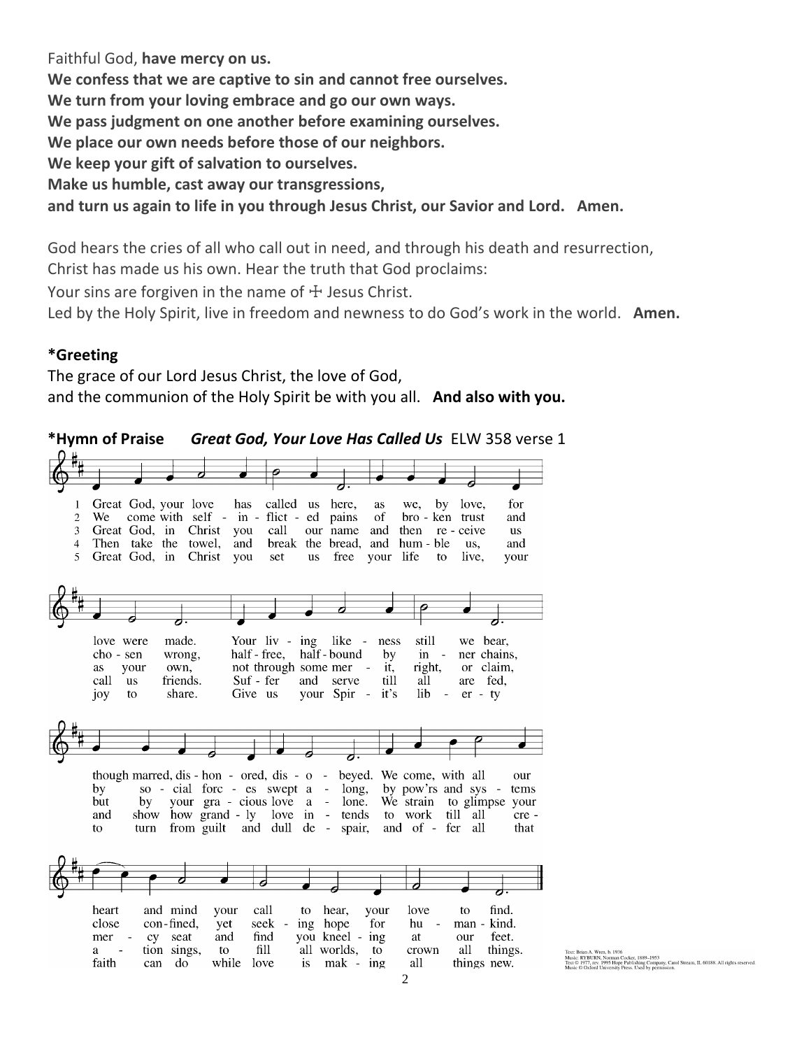Faithful God, **have mercy on us.**
**We confess that we are captive to sin and cannot free ourselves.**
**We turn from your loving embrace and go our own ways.**
**We pass judgment on one another before examining ourselves.**
**We place our own needs before those of our neighbors.**
**We keep your gift of salvation to ourselves.**
**Make us humble, cast away our transgressions,**
**and turn us again to life in you through Jesus Christ, our Savior and Lord. Amen.**

God hears the cries of all who call out in need, and through his death and resurrection, Christ has made us his own. Hear the truth that God proclaims:
Your sins are forgiven in the name of ☩ Jesus Christ.
Led by the Holy Spirit, live in freedom and newness to do God's work in the world. **Amen.**

**\*Greeting**
The grace of our Lord Jesus Christ, the love of God,
and the communion of the Holy Spirit be with you all. **And also with you.**

**\*Hymn of Praise** ***Great God, Your Love Has Called Us*** ELW 358 verse 1

1 Great God, your love has called us here, as we, by love, for love were made. Your living likeness still we bear, though marred, dishonored, disobeyed. We come, with all our heart and mind your call to hear, your love to find.

2 We come with self-inflicted pains of broken trust and chosen wrong, half-free, half-bound by inner chains, by social forces swept along, by pow'rs and systems close confined, yet seeking hope for humankind.

3 Great God, in Christ you call our name and then receive us as your own, not through some merit, right, or claim, but by your gracious love alone. We strain to glimpse your mercy seat and find you kneeling at our feet.

4 Then take the towel, and break the bread, and humble us, and call us friends. Suffer and serve till all are fed, and show how grandly love intends to work till all creation sings, to fill all worlds, to crown all things.

5 Great God, in Christ you set us free your life to live, your joy to share. Give us your Spirit's liberty to turn from guilt and dull despair, and offer all that faith can do while love is making all things new.

Text: Brian A. Wren, b. 1936
Music: RYBURN, Norman Cocker, 1889–1953
Text © 1977, rev. 1995 Hope Publishing Company, Carol Stream, IL 60188. All rights reserved.
Music © Oxford University Press. Used by permission.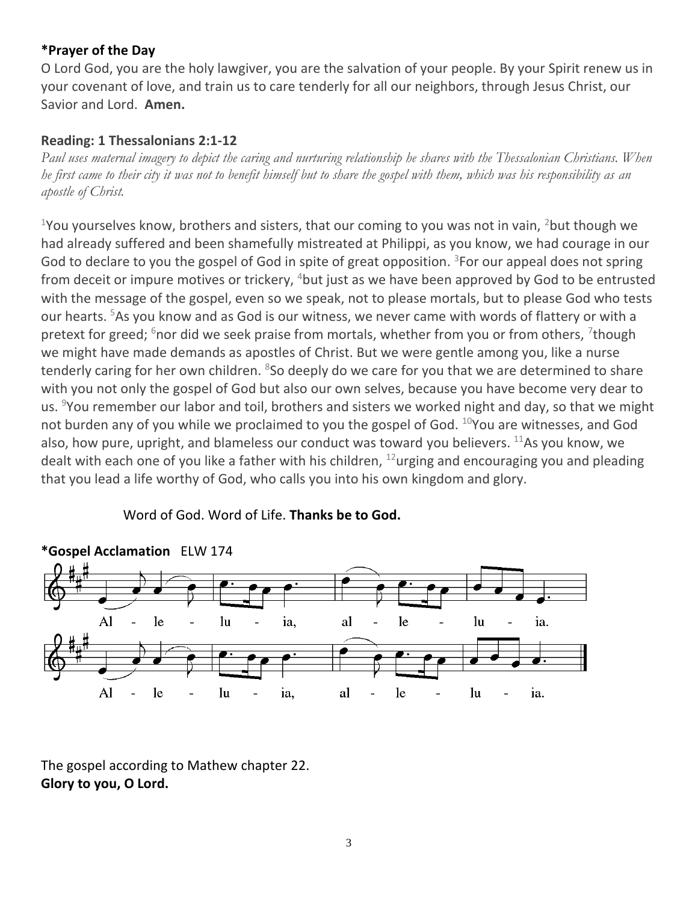**\*Prayer of the Day**

O Lord God, you are the holy lawgiver, you are the salvation of your people. By your Spirit renew us in your covenant of love, and train us to care tenderly for all our neighbors, through Jesus Christ, our Savior and Lord. **Amen.**

**Reading: 1 Thessalonians 2:1-12**

*Paul uses maternal imagery to depict the caring and nurturing relationship he shares with the Thessalonian Christians. When he first came to their city it was not to benefit himself but to share the gospel with them, which was his responsibility as an apostle of Christ.*

1You yourselves know, brothers and sisters, that our coming to you was not in vain, 2but though we had already suffered and been shamefully mistreated at Philippi, as you know, we had courage in our God to declare to you the gospel of God in spite of great opposition. 3For our appeal does not spring from deceit or impure motives or trickery, 4but just as we have been approved by God to be entrusted with the message of the gospel, even so we speak, not to please mortals, but to please God who tests our hearts. 5As you know and as God is our witness, we never came with words of flattery or with a pretext for greed; 6nor did we seek praise from mortals, whether from you or from others, 7though we might have made demands as apostles of Christ. But we were gentle among you, like a nurse tenderly caring for her own children. 8So deeply do we care for you that we are determined to share with you not only the gospel of God but also our own selves, because you have become very dear to us. 9You remember our labor and toil, brothers and sisters we worked night and day, so that we might not burden any of you while we proclaimed to you the gospel of God. 10You are witnesses, and God also, how pure, upright, and blameless our conduct was toward you believers. 11As you know, we dealt with each one of you like a father with his children, 12urging and encouraging you and pleading that you lead a life worthy of God, who calls you into his own kingdom and glory.

Word of God. Word of Life. **Thanks be to God.**

**\*Gospel Acclamation** ELW 174

Al - le - lu - ia, al - le - lu - ia.

Al - le - lu - ia, al - le - lu - ia.

The gospel according to Mathew chapter 22.
**Glory to you, O Lord.**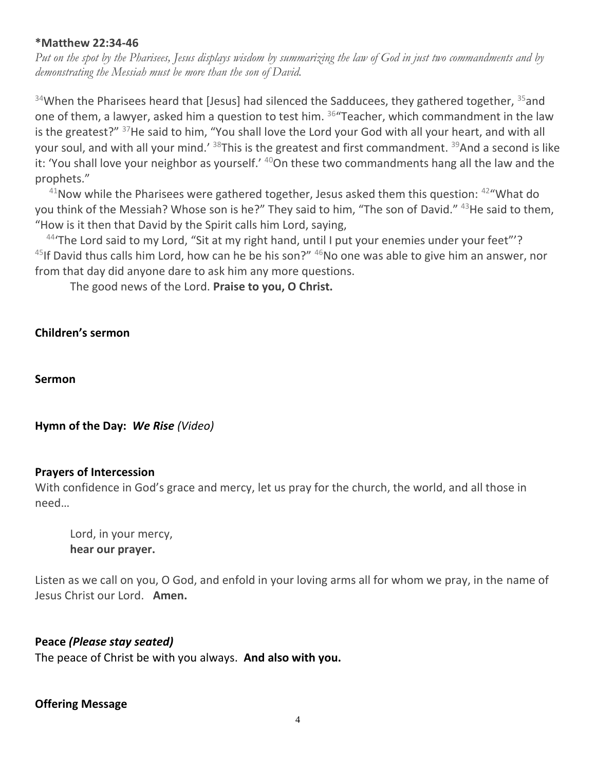**\*Matthew 22:34-46**

*Put on the spot by the Pharisees, Jesus displays wisdom by summarizing the law of God in just two commandments and by demonstrating the Messiah must be more than the son of David.*

[34]When the Pharisees heard that [Jesus] had silenced the Sadducees, they gathered together, [35]and one of them, a lawyer, asked him a question to test him. [36]"Teacher, which commandment in the law is the greatest?" [37]He said to him, "You shall love the Lord your God with all your heart, and with all your soul, and with all your mind.' [38]This is the greatest and first commandment. [39]And a second is like it: 'You shall love your neighbor as yourself.' [40]On these two commandments hang all the law and the prophets."

[41]Now while the Pharisees were gathered together, Jesus asked them this question: [42]"What do you think of the Messiah? Whose son is he?" They said to him, "The son of David." [43]He said to them, "How is it then that David by the Spirit calls him Lord, saying,

[44]'The Lord said to my Lord, "Sit at my right hand, until I put your enemies under your feet"'? [45]If David thus calls him Lord, how can he be his son?" [46]No one was able to give him an answer, nor from that day did anyone dare to ask him any more questions.

The good news of the Lord. **Praise to you, O Christ.**

**Children's sermon**

**Sermon**

**Hymn of the Day:** ***We Rise*** *(Video)*

**Prayers of Intercession**

With confidence in God's grace and mercy, let us pray for the church, the world, and all those in need…

Lord, in your mercy,
**hear our prayer.**

Listen as we call on you, O God, and enfold in your loving arms all for whom we pray, in the name of Jesus Christ our Lord. **Amen.**

**Peace** ***(Please stay seated)***

The peace of Christ be with you always. **And also with you.**

**Offering Message**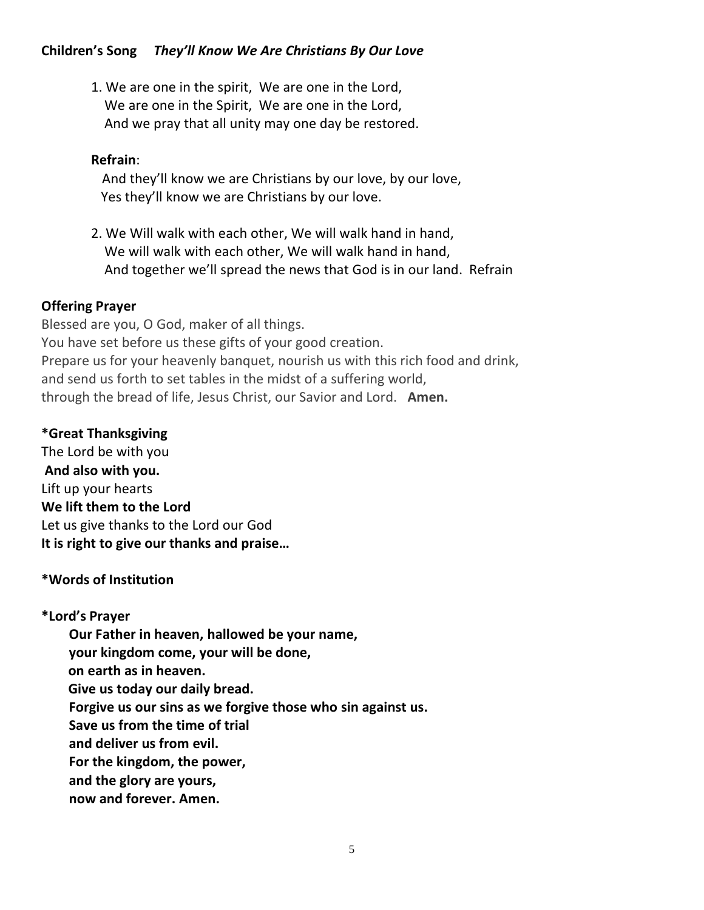**Children's Song** ***They'll Know We Are Christians By Our Love***

1. We are one in the spirit, We are one in the Lord,  
   We are one in the Spirit, We are one in the Lord,  
   And we pray that all unity may one day be restored.

**Refrain**:  
And they'll know we are Christians by our love, by our love,  
Yes they'll know we are Christians by our love.

2. We Will walk with each other, We will walk hand in hand,  
   We will walk with each other, We will walk hand in hand,  
   And together we'll spread the news that God is in our land. Refrain

**Offering Prayer**

Blessed are you, O God, maker of all things.  
You have set before us these gifts of your good creation.  
Prepare us for your heavenly banquet, nourish us with this rich food and drink,  
and send us forth to set tables in the midst of a suffering world,  
through the bread of life, Jesus Christ, our Savior and Lord. **Amen.**

**\*Great Thanksgiving**

The Lord be with you  
**And also with you.**  
Lift up your hearts  
**We lift them to the Lord**  
Let us give thanks to the Lord our God  
**It is right to give our thanks and praise…**

**\*Words of Institution**

**\*Lord's Prayer**

**Our Father in heaven, hallowed be your name,**  
**your kingdom come, your will be done,**  
**on earth as in heaven.**  
**Give us today our daily bread.**  
**Forgive us our sins as we forgive those who sin against us.**  
**Save us from the time of trial**  
**and deliver us from evil.**  
**For the kingdom, the power,**  
**and the glory are yours,**  
**now and forever. Amen.**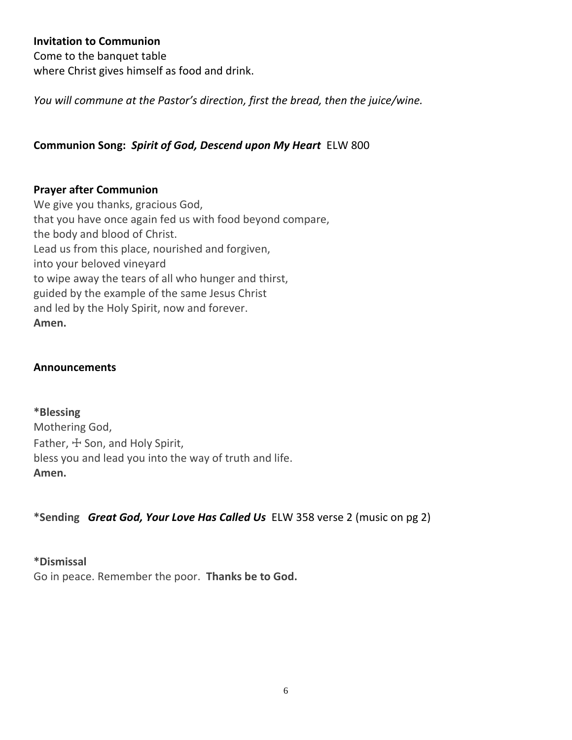**Invitation to Communion**
Come to the banquet table
where Christ gives himself as food and drink.

*You will commune at the Pastor's direction, first the bread, then the juice/wine.*

**Communion Song:** ***Spirit of God, Descend upon My Heart*** ELW 800

**Prayer after Communion**
We give you thanks, gracious God,
that you have once again fed us with food beyond compare,
the body and blood of Christ.
Lead us from this place, nourished and forgiven,
into your beloved vineyard
to wipe away the tears of all who hunger and thirst,
guided by the example of the same Jesus Christ
and led by the Holy Spirit, now and forever.
**Amen.**

**Announcements**

**\*Blessing**
Mothering God,
Father, ☩ Son, and Holy Spirit,
bless you and lead you into the way of truth and life.
**Amen.**

**\*Sending** ***Great God, Your Love Has Called Us*** ELW 358 verse 2 (music on pg 2)

**\*Dismissal**
Go in peace. Remember the poor. **Thanks be to God.**